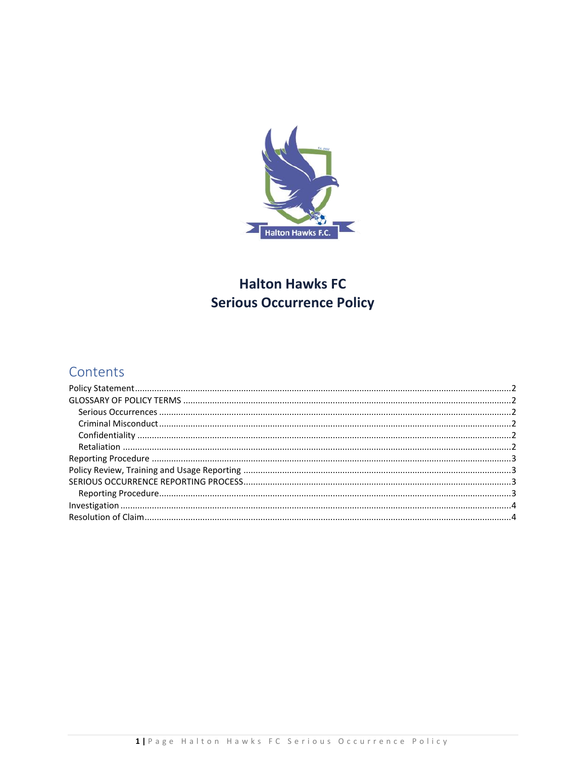# Halton Hawks FC
# Serious Occurrence Policy

## Contents

- Policy Statement ..... 2
- GLOSSARY OF POLICY TERMS ..... 2
  - Serious Occurrences ..... 2
  - Criminal Misconduct ..... 2
  - Confidentiality ..... 2
  - Retaliation ..... 2
- Reporting Procedure ..... 3
- Policy Review, Training and Usage Reporting ..... 3
- SERIOUS OCCURRENCE REPORTING PROCESS ..... 3
  - Reporting Procedure ..... 3
- Investigation ..... 4
- Resolution of Claim ..... 4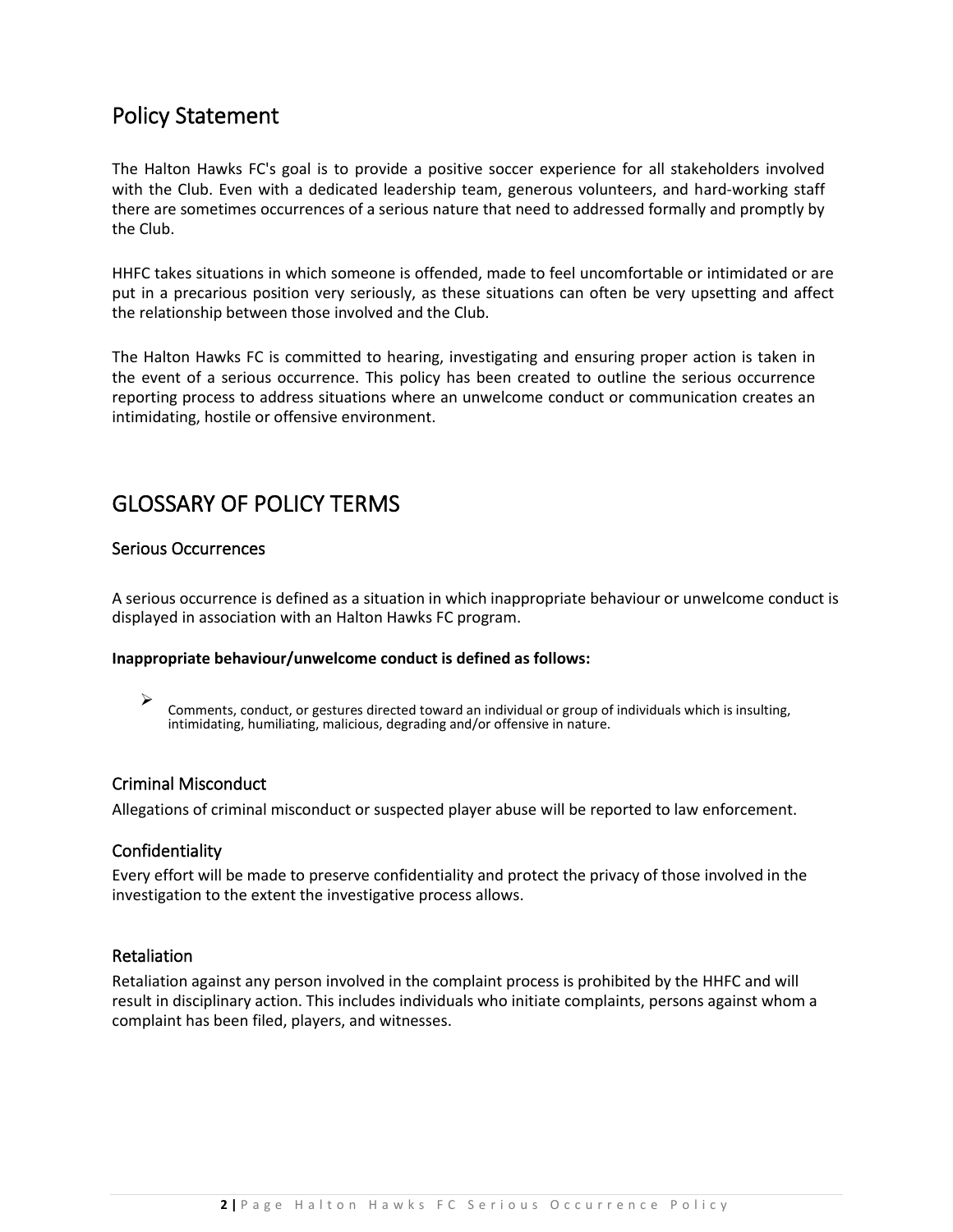## Policy Statement

The Halton Hawks FC's goal is to provide a positive soccer experience for all stakeholders involved with the Club. Even with a dedicated leadership team, generous volunteers, and hard-working staff there are sometimes occurrences of a serious nature that need to addressed formally and promptly by the Club.

HHFC takes situations in which someone is offended, made to feel uncomfortable or intimidated or are put in a precarious position very seriously, as these situations can often be very upsetting and affect the relationship between those involved and the Club.

The Halton Hawks FC is committed to hearing, investigating and ensuring proper action is taken in the event of a serious occurrence. This policy has been created to outline the serious occurrence reporting process to address situations where an unwelcome conduct or communication creates an intimidating, hostile or offensive environment.

## GLOSSARY OF POLICY TERMS

### Serious Occurrences

A serious occurrence is defined as a situation in which inappropriate behaviour or unwelcome conduct is displayed in association with an Halton Hawks FC program.

**Inappropriate behaviour/unwelcome conduct is defined as follows:**

- Comments, conduct, or gestures directed toward an individual or group of individuals which is insulting, intimidating, humiliating, malicious, degrading and/or offensive in nature.

### Criminal Misconduct

Allegations of criminal misconduct or suspected player abuse will be reported to law enforcement.

### Confidentiality

Every effort will be made to preserve confidentiality and protect the privacy of those involved in the investigation to the extent the investigative process allows.

### Retaliation

Retaliation against any person involved in the complaint process is prohibited by the HHFC and will result in disciplinary action. This includes individuals who initiate complaints, persons against whom a complaint has been filed, players, and witnesses.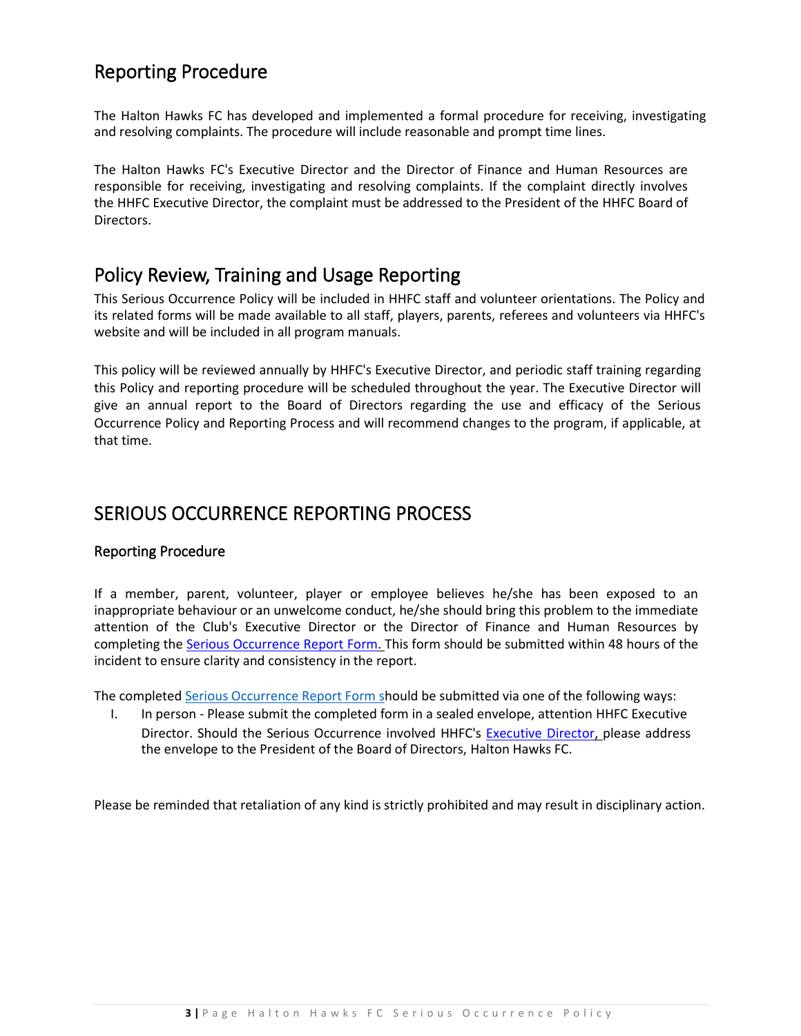## Reporting Procedure

The Halton Hawks FC has developed and implemented a formal procedure for receiving, investigating and resolving complaints. The procedure will include reasonable and prompt time lines.

The Halton Hawks FC's Executive Director and the Director of Finance and Human Resources are responsible for receiving, investigating and resolving complaints. If the complaint directly involves the HHFC Executive Director, the complaint must be addressed to the President of the HHFC Board of Directors.

## Policy Review, Training and Usage Reporting

This Serious Occurrence Policy will be included in HHFC staff and volunteer orientations. The Policy and its related forms will be made available to all staff, players, parents, referees and volunteers via HHFC's website and will be included in all program manuals.

This policy will be reviewed annually by HHFC's Executive Director, and periodic staff training regarding this Policy and reporting procedure will be scheduled throughout the year. The Executive Director will give an annual report to the Board of Directors regarding the use and efficacy of the Serious Occurrence Policy and Reporting Process and will recommend changes to the program, if applicable, at that time.

# SERIOUS OCCURRENCE REPORTING PROCESS

### Reporting Procedure

If a member, parent, volunteer, player or employee believes he/she has been exposed to an inappropriate behaviour or an unwelcome conduct, he/she should bring this problem to the immediate attention of the Club's Executive Director or the Director of Finance and Human Resources by completing the Serious Occurrence Report Form. This form should be submitted within 48 hours of the incident to ensure clarity and consistency in the report.

The completed Serious Occurrence Report Form should be submitted via one of the following ways:

I. In person - Please submit the completed form in a sealed envelope, attention HHFC Executive Director. Should the Serious Occurrence involved HHFC's Executive Director, please address the envelope to the President of the Board of Directors, Halton Hawks FC.

Please be reminded that retaliation of any kind is strictly prohibited and may result in disciplinary action.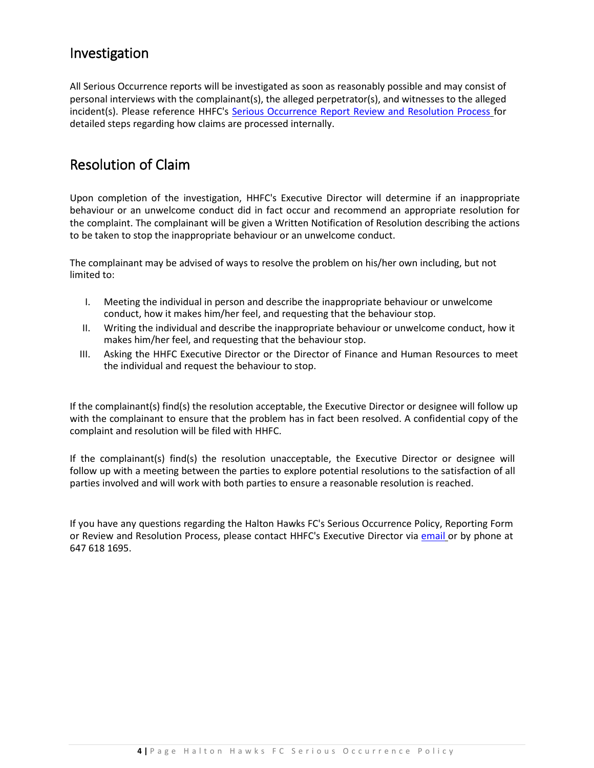## Investigation

All Serious Occurrence reports will be investigated as soon as reasonably possible and may consist of personal interviews with the complainant(s), the alleged perpetrator(s), and witnesses to the alleged incident(s). Please reference HHFC's Serious Occurrence Report Review and Resolution Process for detailed steps regarding how claims are processed internally.

## Resolution of Claim

Upon completion of the investigation, HHFC's Executive Director will determine if an inappropriate behaviour or an unwelcome conduct did in fact occur and recommend an appropriate resolution for the complaint. The complainant will be given a Written Notification of Resolution describing the actions to be taken to stop the inappropriate behaviour or an unwelcome conduct.

The complainant may be advised of ways to resolve the problem on his/her own including, but not limited to:

I. Meeting the individual in person and describe the inappropriate behaviour or unwelcome conduct, how it makes him/her feel, and requesting that the behaviour stop.

II. Writing the individual and describe the inappropriate behaviour or unwelcome conduct, how it makes him/her feel, and requesting that the behaviour stop.

III. Asking the HHFC Executive Director or the Director of Finance and Human Resources to meet the individual and request the behaviour to stop.

If the complainant(s) find(s) the resolution acceptable, the Executive Director or designee will follow up with the complainant to ensure that the problem has in fact been resolved. A confidential copy of the complaint and resolution will be filed with HHFC.

If the complainant(s) find(s) the resolution unacceptable, the Executive Director or designee will follow up with a meeting between the parties to explore potential resolutions to the satisfaction of all parties involved and will work with both parties to ensure a reasonable resolution is reached.

If you have any questions regarding the Halton Hawks FC's Serious Occurrence Policy, Reporting Form or Review and Resolution Process, please contact HHFC's Executive Director via email or by phone at 647 618 1695.